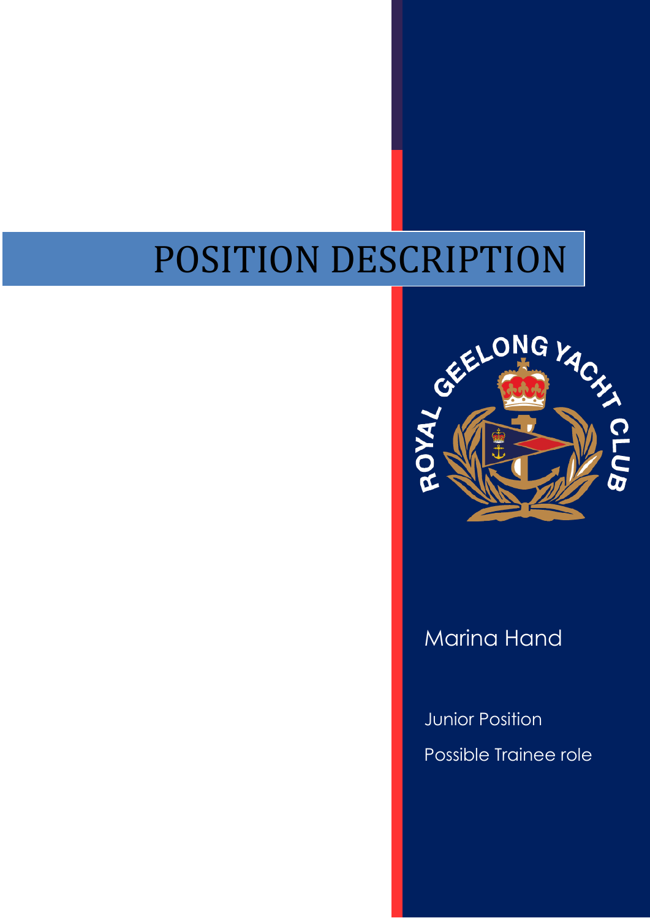# POSITION DESCRIPTION

ROYAL GEELONG YACHT CLUB

## Marina Hand

Junior Position

Possible Trainee role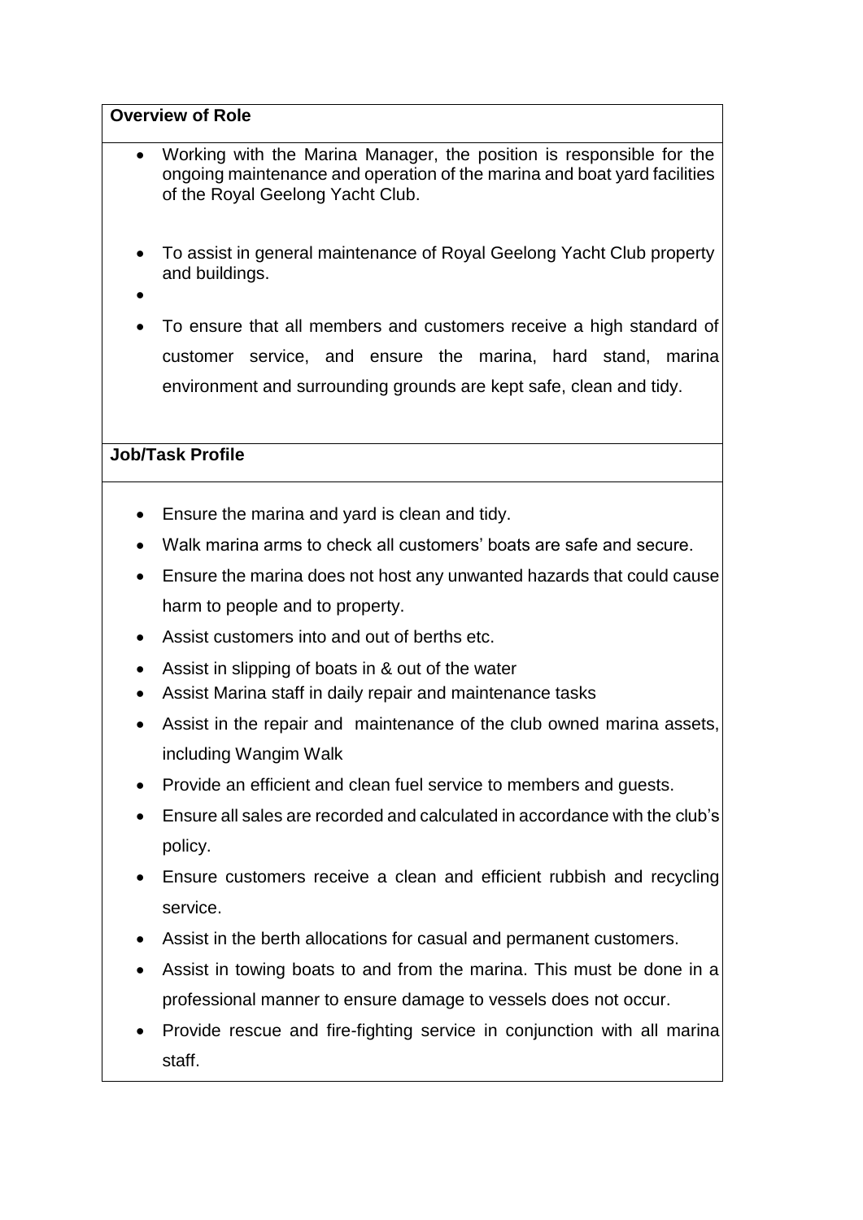**Overview of Role**

- Working with the Marina Manager, the position is responsible for the ongoing maintenance and operation of the marina and boat yard facilities of the Royal Geelong Yacht Club.
- To assist in general maintenance of Royal Geelong Yacht Club property and buildings.
- To ensure that all members and customers receive a high standard of customer service, and ensure the marina, hard stand, marina environment and surrounding grounds are kept safe, clean and tidy.

**Job/Task Profile**

- Ensure the marina and yard is clean and tidy.
- Walk marina arms to check all customers' boats are safe and secure.
- Ensure the marina does not host any unwanted hazards that could cause harm to people and to property.
- Assist customers into and out of berths etc.
- Assist in slipping of boats in & out of the water
- Assist Marina staff in daily repair and maintenance tasks
- Assist in the repair and maintenance of the club owned marina assets, including Wangim Walk
- Provide an efficient and clean fuel service to members and guests.
- Ensure all sales are recorded and calculated in accordance with the club's policy.
- Ensure customers receive a clean and efficient rubbish and recycling service.
- Assist in the berth allocations for casual and permanent customers.
- Assist in towing boats to and from the marina. This must be done in a professional manner to ensure damage to vessels does not occur.
- Provide rescue and fire-fighting service in conjunction with all marina staff.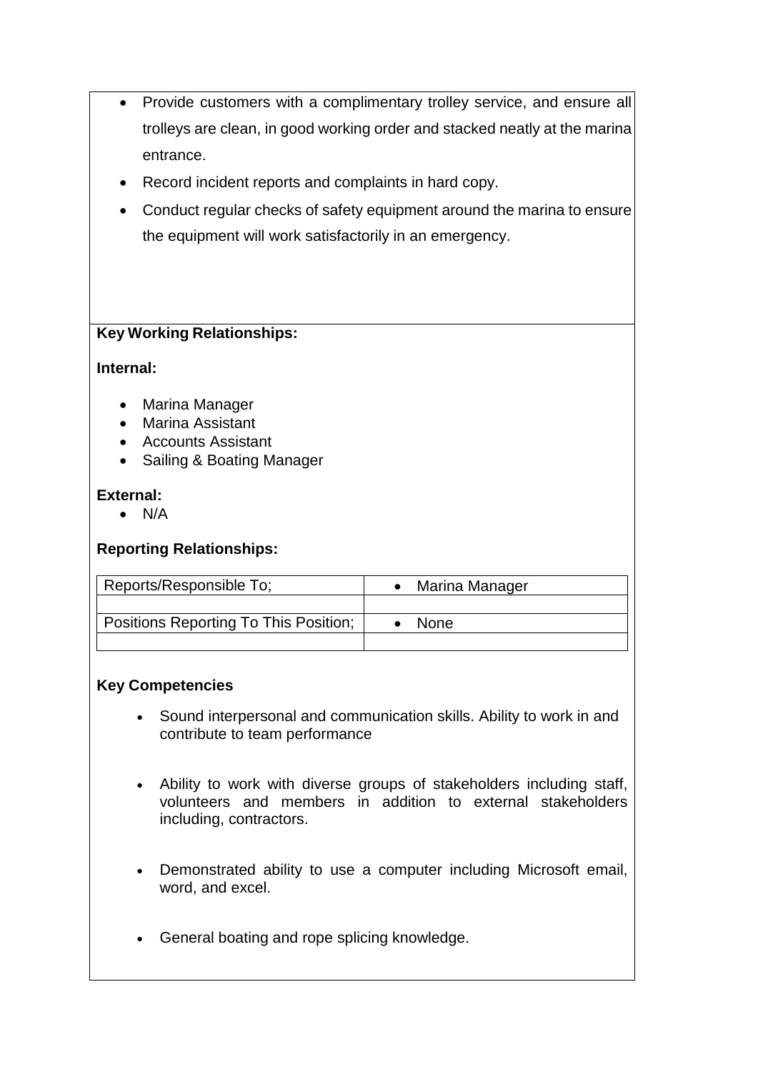- Provide customers with a complimentary trolley service, and ensure all trolleys are clean, in good working order and stacked neatly at the marina entrance.
- Record incident reports and complaints in hard copy.
- Conduct regular checks of safety equipment around the marina to ensure the equipment will work satisfactorily in an emergency.

**Key Working Relationships:**

**Internal:**

- Marina Manager
- Marina Assistant
- Accounts Assistant
- Sailing & Boating Manager

**External:**

- N/A

**Reporting Relationships:**

| Reports/Responsible To; | • Marina Manager |
|---|---|
| | |
| Positions Reporting To This Position; | • None |
| | |

**Key Competencies**

- Sound interpersonal and communication skills. Ability to work in and contribute to team performance
- Ability to work with diverse groups of stakeholders including staff, volunteers and members in addition to external stakeholders including, contractors.
- Demonstrated ability to use a computer including Microsoft email, word, and excel.
- General boating and rope splicing knowledge.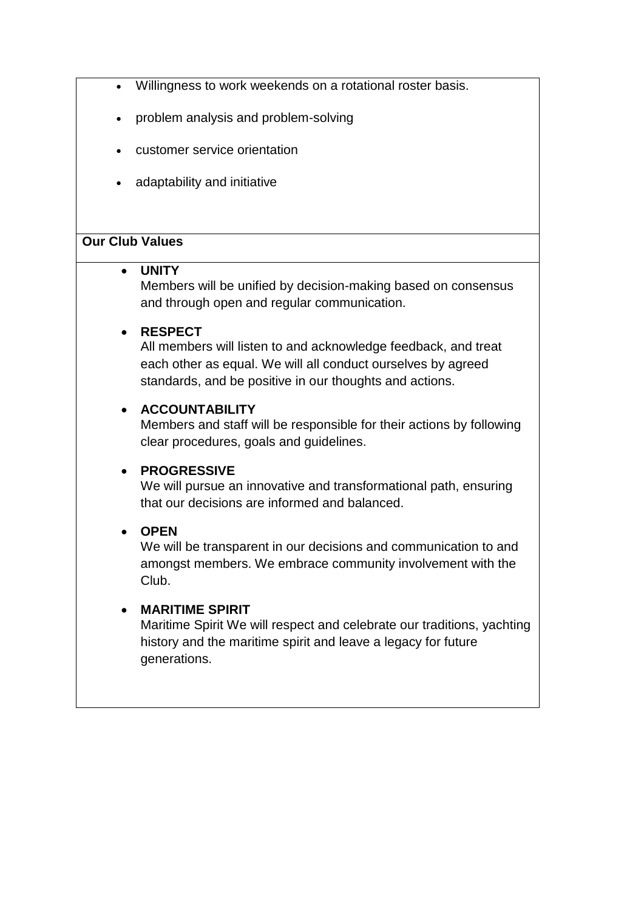- Willingness to work weekends on a rotational roster basis.
- problem analysis and problem-solving
- customer service orientation
- adaptability and initiative

**Our Club Values**

- **UNITY**
  Members will be unified by decision-making based on consensus and through open and regular communication.
- **RESPECT**
  All members will listen to and acknowledge feedback, and treat each other as equal. We will all conduct ourselves by agreed standards, and be positive in our thoughts and actions.
- **ACCOUNTABILITY**
  Members and staff will be responsible for their actions by following clear procedures, goals and guidelines.
- **PROGRESSIVE**
  We will pursue an innovative and transformational path, ensuring that our decisions are informed and balanced.
- **OPEN**
  We will be transparent in our decisions and communication to and amongst members. We embrace community involvement with the Club.
- **MARITIME SPIRIT**
  Maritime Spirit We will respect and celebrate our traditions, yachting history and the maritime spirit and leave a legacy for future generations.